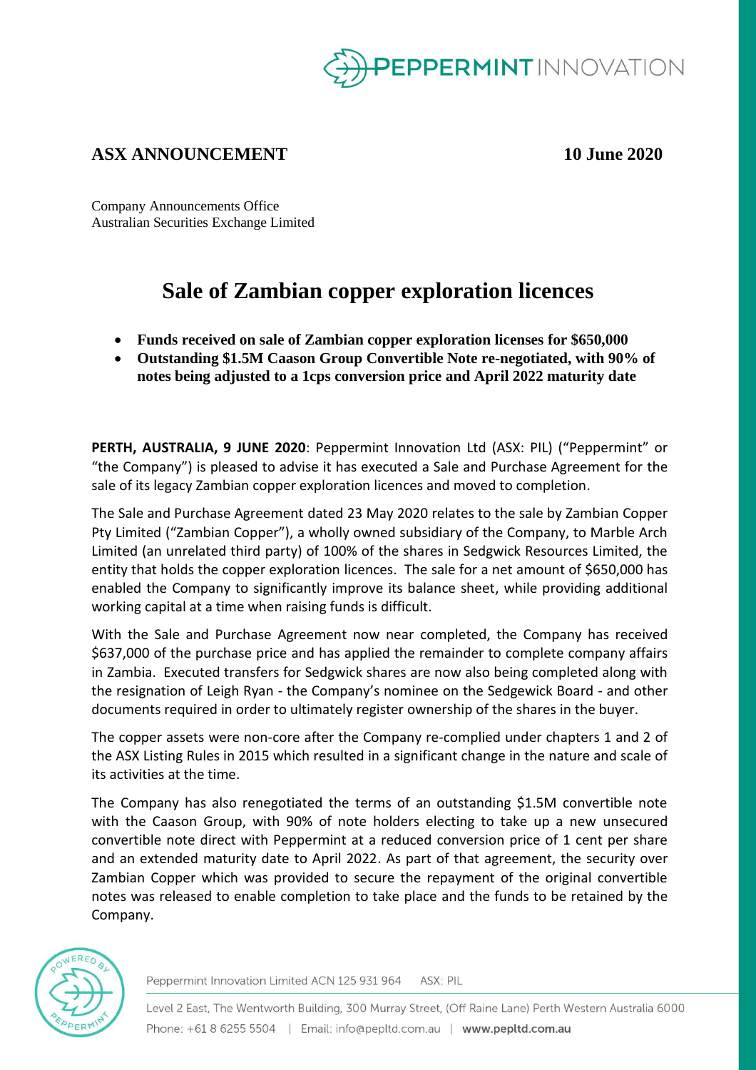**ASX ANNOUNCEMENT** **10 June 2020**

Company Announcements Office
Australian Securities Exchange Limited

# Sale of Zambian copper exploration licences

- **Funds received on sale of Zambian copper exploration licenses for $650,000**
- **Outstanding $1.5M Caason Group Convertible Note re-negotiated, with 90% of notes being adjusted to a 1cps conversion price and April 2022 maturity date**

**PERTH, AUSTRALIA, 9 JUNE 2020**: Peppermint Innovation Ltd (ASX: PIL) ("Peppermint" or "the Company") is pleased to advise it has executed a Sale and Purchase Agreement for the sale of its legacy Zambian copper exploration licences and moved to completion.

The Sale and Purchase Agreement dated 23 May 2020 relates to the sale by Zambian Copper Pty Limited ("Zambian Copper"), a wholly owned subsidiary of the Company, to Marble Arch Limited (an unrelated third party) of 100% of the shares in Sedgwick Resources Limited, the entity that holds the copper exploration licences. The sale for a net amount of $650,000 has enabled the Company to significantly improve its balance sheet, while providing additional working capital at a time when raising funds is difficult.

With the Sale and Purchase Agreement now near completed, the Company has received $637,000 of the purchase price and has applied the remainder to complete company affairs in Zambia. Executed transfers for Sedgwick shares are now also being completed along with the resignation of Leigh Ryan - the Company's nominee on the Sedgewick Board - and other documents required in order to ultimately register ownership of the shares in the buyer.

The copper assets were non-core after the Company re-complied under chapters 1 and 2 of the ASX Listing Rules in 2015 which resulted in a significant change in the nature and scale of its activities at the time.

The Company has also renegotiated the terms of an outstanding $1.5M convertible note with the Caason Group, with 90% of note holders electing to take up a new unsecured convertible note direct with Peppermint at a reduced conversion price of 1 cent per share and an extended maturity date to April 2022. As part of that agreement, the security over Zambian Copper which was provided to secure the repayment of the original convertible notes was released to enable completion to take place and the funds to be retained by the Company.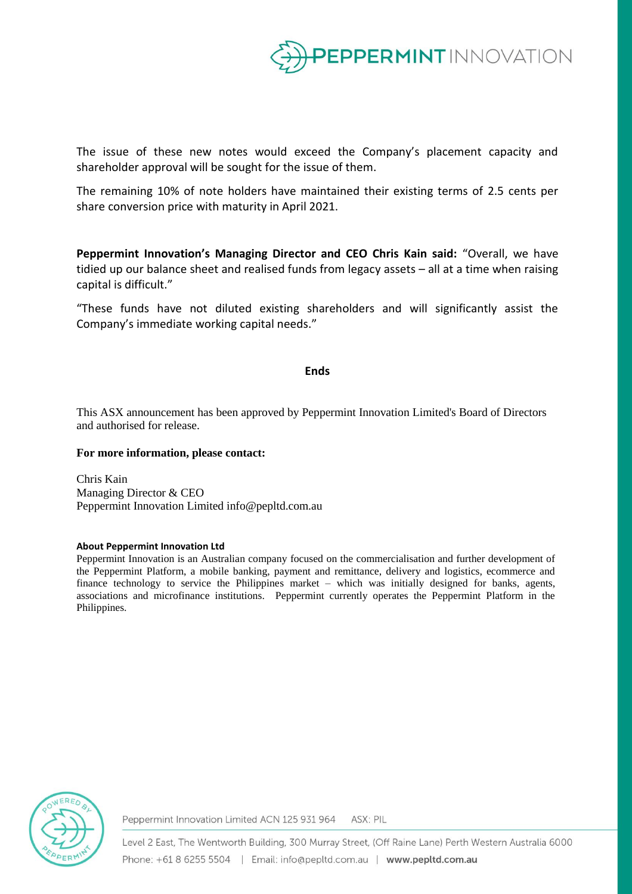The issue of these new notes would exceed the Company's placement capacity and shareholder approval will be sought for the issue of them.

The remaining 10% of note holders have maintained their existing terms of 2.5 cents per share conversion price with maturity in April 2021.

**Peppermint Innovation's Managing Director and CEO Chris Kain said:** "Overall, we have tidied up our balance sheet and realised funds from legacy assets – all at a time when raising capital is difficult."

"These funds have not diluted existing shareholders and will significantly assist the Company's immediate working capital needs."

**Ends**

This ASX announcement has been approved by Peppermint Innovation Limited's Board of Directors and authorised for release.

**For more information, please contact:**

Chris Kain
Managing Director & CEO
Peppermint Innovation Limited info@pepltd.com.au

**About Peppermint Innovation Ltd**

Peppermint Innovation is an Australian company focused on the commercialisation and further development of the Peppermint Platform, a mobile banking, payment and remittance, delivery and logistics, ecommerce and finance technology to service the Philippines market – which was initially designed for banks, agents, associations and microfinance institutions. Peppermint currently operates the Peppermint Platform in the Philippines.